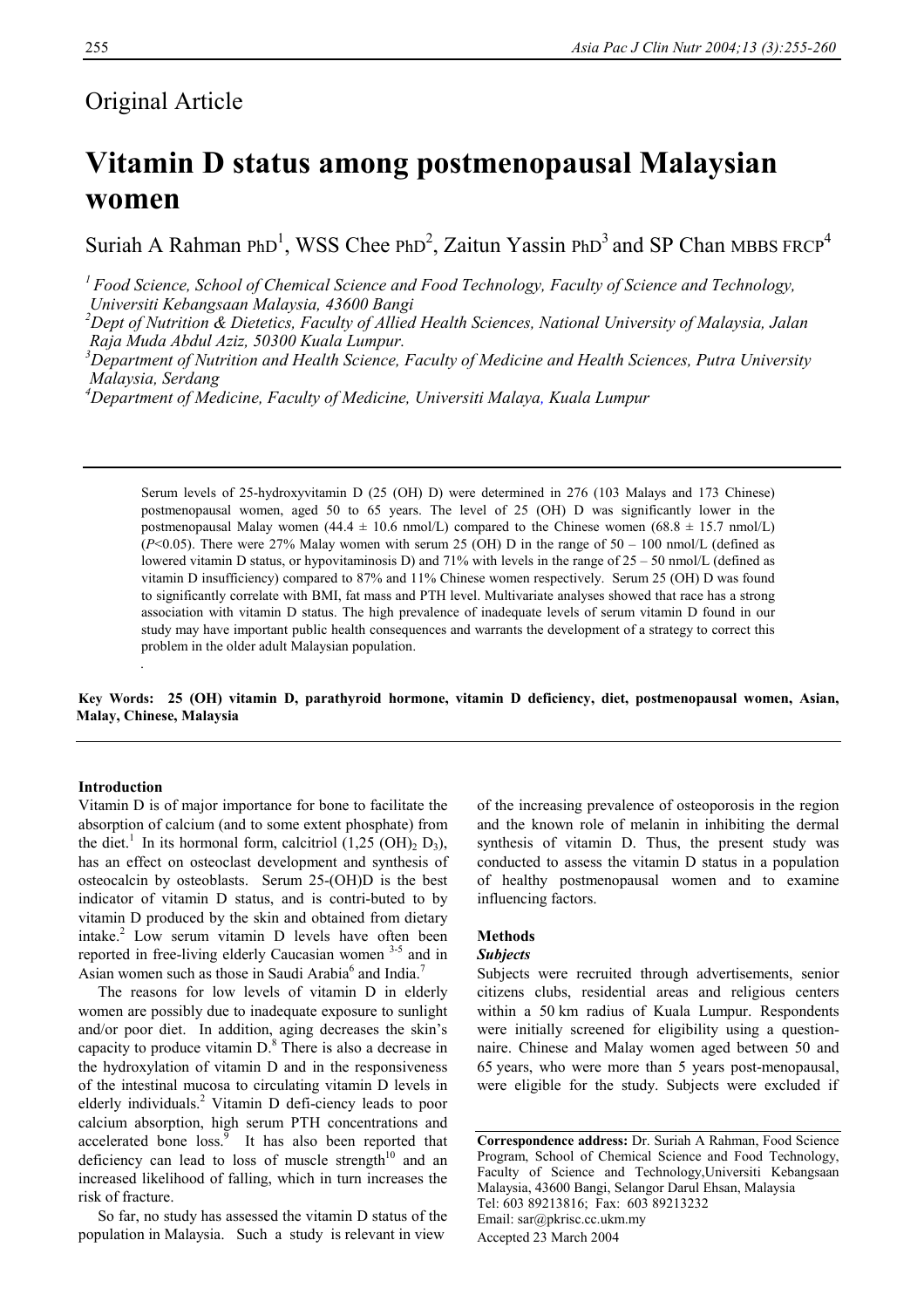Original Article

# Vitamin D status among postmenopausal Malaysian women

Suriah A Rahman PhD[1], WSS Chee PhD[2], Zaitun Yassin PhD[3] and SP Chan MBBS FRCP[4]

[1] *Food Science, School of Chemical Science and Food Technology, Faculty of Science and Technology, Universiti Kebangsaan Malaysia, 43600 Bangi*
[2] *Dept of Nutrition & Dietetics, Faculty of Allied Health Sciences, National University of Malaysia, Jalan Raja Muda Abdul Aziz, 50300 Kuala Lumpur.*
[3] *Department of Nutrition and Health Science, Faculty of Medicine and Health Sciences, Putra University Malaysia, Serdang*
[4] *Department of Medicine, Faculty of Medicine, Universiti Malaya, Kuala Lumpur*

Serum levels of 25-hydroxyvitamin D (25 (OH) D) were determined in 276 (103 Malays and 173 Chinese) postmenopausal women, aged 50 to 65 years. The level of 25 (OH) D was significantly lower in the postmenopausal Malay women (44.4 ± 10.6 nmol/L) compared to the Chinese women (68.8 ± 15.7 nmol/L) ($P<0.05$). There were 27% Malay women with serum 25 (OH) D in the range of 50 – 100 nmol/L (defined as lowered vitamin D status, or hypovitaminosis D) and 71% with levels in the range of 25 – 50 nmol/L (defined as vitamin D insufficiency) compared to 87% and 11% Chinese women respectively. Serum 25 (OH) D was found to significantly correlate with BMI, fat mass and PTH level. Multivariate analyses showed that race has a strong association with vitamin D status. The high prevalence of inadequate levels of serum vitamin D found in our study may have important public health consequences and warrants the development of a strategy to correct this problem in the older adult Malaysian population.

**Key Words: 25 (OH) vitamin D, parathyroid hormone, vitamin D deficiency, diet, postmenopausal women, Asian, Malay, Chinese, Malaysia**

## Introduction

Vitamin D is of major importance for bone to facilitate the absorption of calcium (and to some extent phosphate) from the diet.[1] In its hormonal form, calcitriol (1,25 $(OH)_2$ $D_3$), has an effect on osteoclast development and synthesis of osteocalcin by osteoblasts. Serum 25-(OH)D is the best indicator of vitamin D status, and is contri-buted to by vitamin D produced by the skin and obtained from dietary intake.[2] Low serum vitamin D levels have often been reported in free-living elderly Caucasian women [3-5] and in Asian women such as those in Saudi Arabia[6] and India.[7]

The reasons for low levels of vitamin D in elderly women are possibly due to inadequate exposure to sunlight and/or poor diet. In addition, aging decreases the skin's capacity to produce vitamin D.[8] There is also a decrease in the hydroxylation of vitamin D and in the responsiveness of the intestinal mucosa to circulating vitamin D levels in elderly individuals.[2] Vitamin D defi-ciency leads to poor calcium absorption, high serum PTH concentrations and accelerated bone loss.[9] It has also been reported that deficiency can lead to loss of muscle strength[10] and an increased likelihood of falling, which in turn increases the risk of fracture.

So far, no study has assessed the vitamin D status of the population in Malaysia. Such a study is relevant in view of the increasing prevalence of osteoporosis in the region and the known role of melanin in inhibiting the dermal synthesis of vitamin D. Thus, the present study was conducted to assess the vitamin D status in a population of healthy postmenopausal women and to examine influencing factors.

## Methods

### *Subjects*

Subjects were recruited through advertisements, senior citizens clubs, residential areas and religious centers within a 50 km radius of Kuala Lumpur. Respondents were initially screened for eligibility using a question-naire. Chinese and Malay women aged between 50 and 65 years, who were more than 5 years post-menopausal, were eligible for the study. Subjects were excluded if

**Correspondence address:** Dr. Suriah A Rahman, Food Science Program, School of Chemical Science and Food Technology, Faculty of Science and Technology, Universiti Kebangsaan Malaysia, 43600 Bangi, Selangor Darul Ehsan, Malaysia
Tel: 603 89213816; Fax: 603 89213232
Email: sar@pkrisc.cc.ukm.my
Accepted 23 March 2004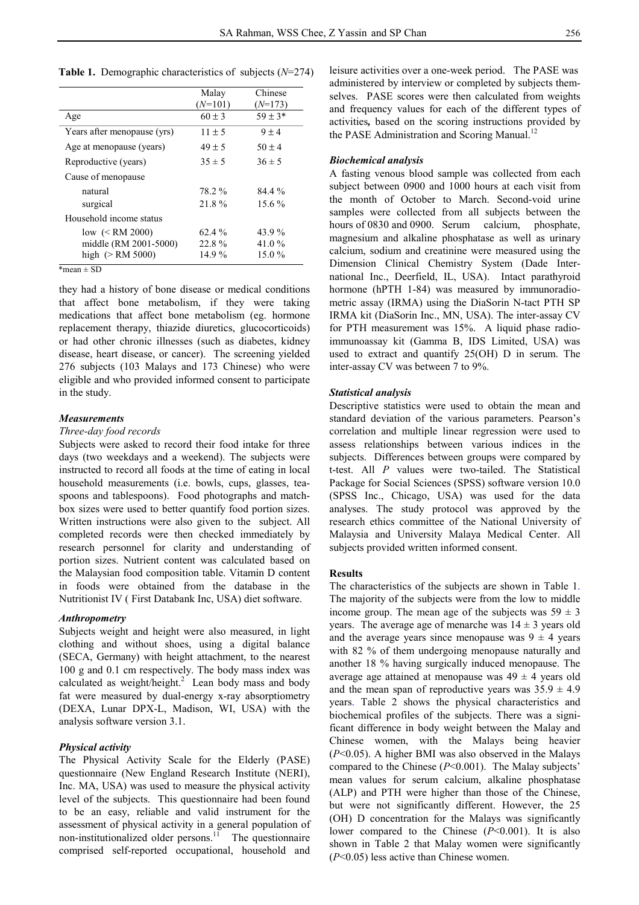**Table 1.** Demographic characteristics of subjects (*N*=274)

| | Malay (*N*=101) | Chinese (*N*=173) |
|---|---|---|
| Age | 60 ± 3 | 59 ± 3* |
| Years after menopause (yrs) | 11 ± 5 | 9 ± 4 |
| Age at menopause (years) | 49 ± 5 | 50 ± 4 |
| Reproductive (years) | 35 ± 5 | 36 ± 5 |
| Cause of menopause | | |
| natural | 78.2 % | 84.4 % |
| surgical | 21.8 % | 15.6 % |
| Household income status | | |
| low (< RM 2000) | 62.4 % | 43.9 % |
| middle (RM 2001-5000) | 22.8 % | 41.0 % |
| high (> RM 5000) | 14.9 % | 15.0 % |

*mean ± SD

they had a history of bone disease or medical conditions that affect bone metabolism, if they were taking medications that affect bone metabolism (eg. hormone replacement therapy, thiazide diuretics, glucocorticoids) or had other chronic illnesses (such as diabetes, kidney disease, heart disease, or cancer). The screening yielded 276 subjects (103 Malays and 173 Chinese) who were eligible and who provided informed consent to participate in the study.

### *Measurements*

*Three-day food records*

Subjects were asked to record their food intake for three days (two weekdays and a weekend). The subjects were instructed to record all foods at the time of eating in local household measurements (i.e. bowls, cups, glasses, teaspoons and tablespoons). Food photographs and matchbox sizes were used to better quantify food portion sizes. Written instructions were also given to the subject. All completed records were then checked immediately by research personnel for clarity and understanding of portion sizes. Nutrient content was calculated based on the Malaysian food composition table. Vitamin D content in foods were obtained from the database in the Nutritionist IV ( First Databank Inc, USA) diet software.

### *Anthropometry*

Subjects weight and height were also measured, in light clothing and without shoes, using a digital balance (SECA, Germany) with height attachment, to the nearest 100 g and 0.1 cm respectively. The body mass index was calculated as weight/height.[2] Lean body mass and body fat were measured by dual-energy x-ray absorptiometry (DEXA, Lunar DPX-L, Madison, WI, USA) with the analysis software version 3.1.

### *Physical activity*

The Physical Activity Scale for the Elderly (PASE) questionnaire (New England Research Institute (NERI), Inc. MA, USA) was used to measure the physical activity level of the subjects. This questionnaire had been found to be an easy, reliable and valid instrument for the assessment of physical activity in a general population of non-institutionalized older persons.[11] The questionnaire comprised self-reported occupational, household and leisure activities over a one-week period. The PASE was administered by interview or completed by subjects themselves. PASE scores were then calculated from weights and frequency values for each of the different types of activities**,** based on the scoring instructions provided by the PASE Administration and Scoring Manual.[12]

### *Biochemical analysis*

A fasting venous blood sample was collected from each subject between 0900 and 1000 hours at each visit from the month of October to March. Second-void urine samples were collected from all subjects between the hours of 0830 and 0900. Serum calcium, phosphate, magnesium and alkaline phosphatase as well as urinary calcium, sodium and creatinine were measured using the Dimension Clinical Chemistry System (Dade International Inc., Deerfield, IL, USA). Intact parathyroid hormone (hPTH 1-84) was measured by immunoradiometric assay (IRMA) using the DiaSorin N-tact PTH SP IRMA kit (DiaSorin Inc., MN, USA). The inter-assay CV for PTH measurement was 15%. A liquid phase radioimmunoassay kit (Gamma B, IDS Limited, USA) was used to extract and quantify 25(OH) D in serum. The inter-assay CV was between 7 to 9%.

### *Statistical analysis*

Descriptive statistics were used to obtain the mean and standard deviation of the various parameters. Pearson's correlation and multiple linear regression were used to assess relationships between various indices in the subjects. Differences between groups were compared by t-test. All *P* values were two-tailed. The Statistical Package for Social Sciences (SPSS) software version 10.0 (SPSS Inc., Chicago, USA) was used for the data analyses. The study protocol was approved by the research ethics committee of the National University of Malaysia and University Malaya Medical Center. All subjects provided written informed consent.

## Results

The characteristics of the subjects are shown in Table 1. The majority of the subjects were from the low to middle income group. The mean age of the subjects was 59 ± 3 years. The average age of menarche was 14 ± 3 years old and the average years since menopause was 9 ± 4 years with 82 % of them undergoing menopause naturally and another 18 % having surgically induced menopause. The average age attained at menopause was 49 ± 4 years old and the mean span of reproductive years was 35.9 ± 4.9 years. Table 2 shows the physical characteristics and biochemical profiles of the subjects. There was a significant difference in body weight between the Malay and Chinese women, with the Malays being heavier ($P$<0.05). A higher BMI was also observed in the Malays compared to the Chinese ($P$<0.001). The Malay subjects' mean values for serum calcium, alkaline phosphatase (ALP) and PTH were higher than those of the Chinese, but were not significantly different. However, the 25 (OH) D concentration for the Malays was significantly lower compared to the Chinese ($P$<0.001). It is also shown in Table 2 that Malay women were significantly ($P$<0.05) less active than Chinese women.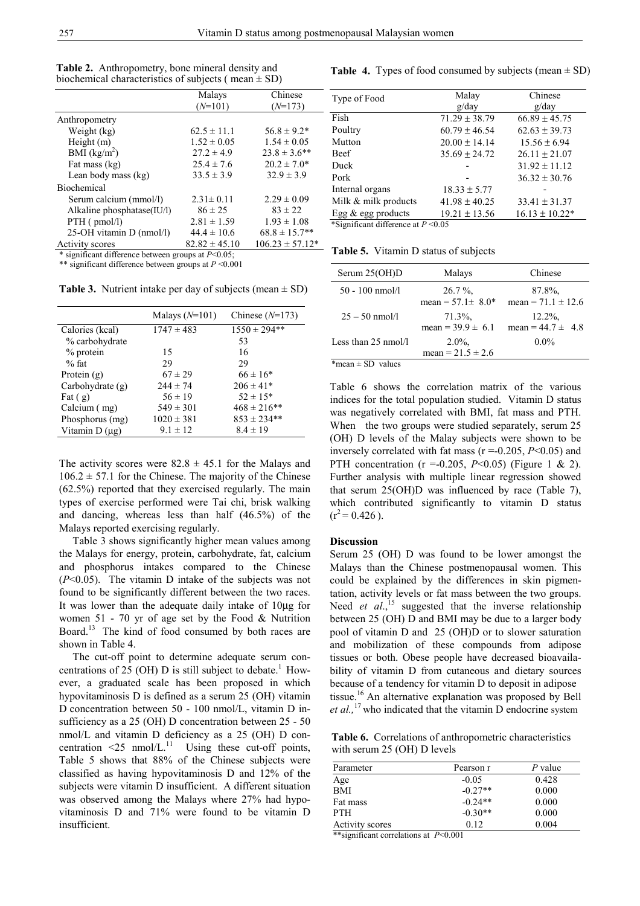**Table 2.** Anthropometry, bone mineral density and biochemical characteristics of subjects ( mean ± SD)

| | Malays ($N$=101) | Chinese ($N$=173) |
|---|---|---|
| Anthropometry | | |
| Weight (kg) | 62.5 ± 11.1 | 56.8 ± 9.2* |
| Height (m) | 1.52 ± 0.05 | 1.54 ± 0.05 |
| BMI (kg/m$^2$) | 27.2 ± 4.9 | 23.8 ± 3.6** |
| Fat mass (kg) | 25.4 ± 7.6 | 20.2 ± 7.0* |
| Lean body mass (kg) | 33.5 ± 3.9 | 32.9 ± 3.9 |
| Biochemical | | |
| Serum calcium (mmol/l) | 2.31± 0.11 | 2.29 ± 0.09 |
| Alkaline phosphatase(IU/l) | 86 ± 25 | 83 ± 22 |
| PTH ( pmol/l) | 2.81 ± 1.59 | 1.93 ± 1.08 |
| 25-OH vitamin D (nmol/l) | 44.4 ± 10.6 | 68.8 ± 15.7** |
| Activity scores | 82.82 ± 45.10 | 106.23 ± 57.12* |

\* significant difference between groups at $P$<0.05;
\** significant difference between groups at $P$ <0.001

**Table 3.** Nutrient intake per day of subjects (mean ± SD)

| | Malays ($N$=101) | Chinese ($N$=173) |
|---|---|---|
| Calories (kcal) | 1747 ± 483 | 1550 ± 294** |
| % carbohydrate | | 53 |
| % protein | 15 | 16 |
| % fat | 29 | 29 |
| Protein (g) | 67 ± 29 | 66 ± 16* |
| Carbohydrate (g) | 244 ± 74 | 206 ± 41* |
| Fat ( g) | 56 ± 19 | 52 ± 15* |
| Calcium ( mg) | 549 ± 301 | 468 ± 216** |
| Phosphorus (mg) | 1020 ± 381 | 853 ± 234** |
| Vitamin D (µg) | 9.1 ± 12 | 8.4 ± 19 |

The activity scores were 82.8 ± 45.1 for the Malays and 106.2 ± 57.1 for the Chinese. The majority of the Chinese (62.5%) reported that they exercised regularly. The main types of exercise performed were Tai chi, brisk walking and dancing, whereas less than half (46.5%) of the Malays reported exercising regularly.

Table 3 shows significantly higher mean values among the Malays for energy, protein, carbohydrate, fat, calcium and phosphorus intakes compared to the Chinese ($P$<0.05). The vitamin D intake of the subjects was not found to be significantly different between the two races. It was lower than the adequate daily intake of 10µg for women 51 - 70 yr of age set by the Food & Nutrition Board.[13] The kind of food consumed by both races are shown in Table 4.

The cut-off point to determine adequate serum concentrations of 25 (OH) D is still subject to debate.[1] However, a graduated scale has been proposed in which hypovitaminosis D is defined as a serum 25 (OH) vitamin D concentration between 50 - 100 nmol/L, vitamin D insufficiency as a 25 (OH) D concentration between 25 - 50 nmol/L and vitamin D deficiency as a 25 (OH) D concentration <25 nmol/L.[11] Using these cut-off points, Table 5 shows that 88% of the Chinese subjects were classified as having hypovitaminosis D and 12% of the subjects were vitamin D insufficient. A different situation was observed among the Malays where 27% had hypovitaminosis D and 71% were found to be vitamin D insufficient.

**Table 4.** Types of food consumed by subjects (mean ± SD)

| Type of Food | Malay g/day | Chinese g/day |
|---|---|---|
| Fish | 71.29 ± 38.79 | 66.89 ± 45.75 |
| Poultry | 60.79 ± 46.54 | 62.63 ± 39.73 |
| Mutton | 20.00 ± 14.14 | 15.56 ± 6.94 |
| Beef | 35.69 ± 24.72 | 26.11 ± 21.07 |
| Duck | - | 31.92 ± 11.12 |
| Pork | - | 36.32 ± 30.76 |
| Internal organs | 18.33 ± 5.77 | - |
| Milk & milk products | 41.98 ± 40.25 | 33.41 ± 31.37 |
| Egg & egg products | 19.21 ± 13.56 | 16.13 ± 10.22* |

*Significant difference at $P$ <0.05

**Table 5.** Vitamin D status of subjects

| Serum 25(OH)D | Malays | Chinese |
|---|---|---|
| 50 - 100 nmol/l | 26.7 %, mean = 57.1± 8.0* | 87.8%, mean = 71.1 ± 12.6 |
| 25 – 50 nmol/l | 71.3%, mean = 39.9 ± 6.1 | 12.2%, mean = 44.7 ± 4.8 |
| Less than 25 nmol/l | 2.0%, mean = 21.5 ± 2.6 | 0.0% |

*mean ± SD values

Table 6 shows the correlation matrix of the various indices for the total population studied. Vitamin D status was negatively correlated with BMI, fat mass and PTH. When the two groups were studied separately, serum 25 (OH) D levels of the Malay subjects were shown to be inversely correlated with fat mass (r =-0.205, $P$<0.05) and PTH concentration (r =-0.205, $P$<0.05) (Figure 1 & 2). Further analysis with multiple linear regression showed that serum 25(OH)D was influenced by race (Table 7), which contributed significantly to vitamin D status ($r^2$ = 0.426 ).

## Discussion

Serum 25 (OH) D was found to be lower amongst the Malays than the Chinese postmenopausal women. This could be explained by the differences in skin pigmentation, activity levels or fat mass between the two groups. Need *et al*.,[15] suggested that the inverse relationship between 25 (OH) D and BMI may be due to a larger body pool of vitamin D and 25 (OH)D or to slower saturation and mobilization of these compounds from adipose tissues or both. Obese people have decreased bioavailability of vitamin D from cutaneous and dietary sources because of a tendency for vitamin D to deposit in adipose tissue.[16] An alternative explanation was proposed by Bell *et al.,*[17] who indicated that the vitamin D endocrine system

**Table 6.** Correlations of anthropometric characteristics with serum 25 (OH) D levels

| Parameter | Pearson r | $P$ value |
|---|---|---|
| Age | -0.05 | 0.428 |
| BMI | -0.27** | 0.000 |
| Fat mass | -0.24** | 0.000 |
| PTH | -0.30** | 0.000 |
| Activity scores | 0.12 | 0.004 |

**significant correlations at $P$<0.001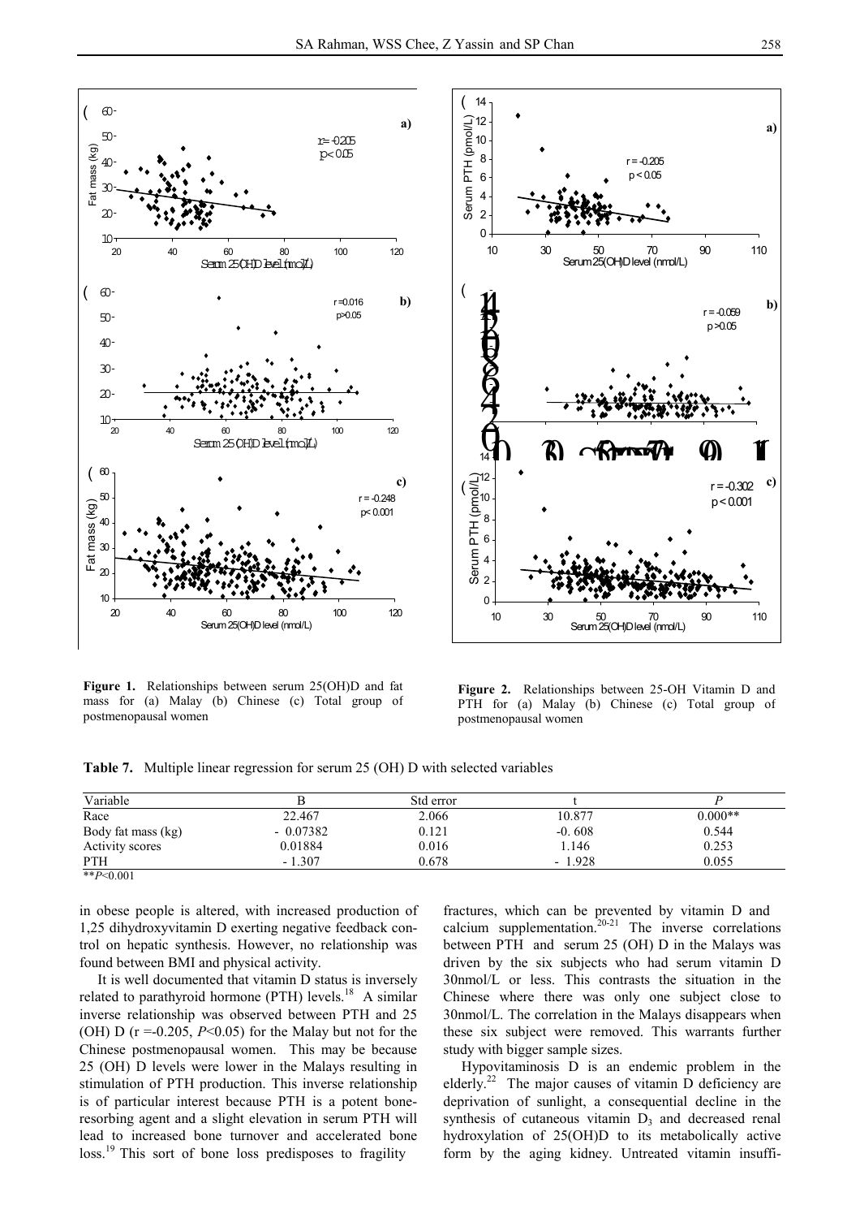**Figure 1.** Relationships between serum 25(OH)D and fat mass for (a) Malay (b) Chinese (c) Total group of postmenopausal women

**Figure 2.** Relationships between 25-OH Vitamin D and PTH for (a) Malay (b) Chinese (c) Total group of postmenopausal women

**Table 7.** Multiple linear regression for serum 25 (OH) D with selected variables

| Variable | B | Std error | t | *P* |
|---|---|---|---|---|
| Race | 22.467 | 2.066 | 10.877 | 0.000** |
| Body fat mass (kg) | - 0.07382 | 0.121 | -0. 608 | 0.544 |
| Activity scores | 0.01884 | 0.016 | 1.146 | 0.253 |
| PTH | - 1.307 | 0.678 | - 1.928 | 0.055 |

**$P<0.001$

in obese people is altered, with increased production of 1,25 dihydroxyvitamin D exerting negative feedback control on hepatic synthesis. However, no relationship was found between BMI and physical activity.

It is well documented that vitamin D status is inversely related to parathyroid hormone (PTH) levels.[18] A similar inverse relationship was observed between PTH and 25 (OH) D ($r = -0.205$, $P<0.05$) for the Malay but not for the Chinese postmenopausal women. This may be because 25 (OH) D levels were lower in the Malays resulting in stimulation of PTH production. This inverse relationship is of particular interest because PTH is a potent bone-resorbing agent and a slight elevation in serum PTH will lead to increased bone turnover and accelerated bone loss.[19] This sort of bone loss predisposes to fragility fractures, which can be prevented by vitamin D and calcium supplementation.[20-21] The inverse correlations between PTH and serum 25 (OH) D in the Malays was driven by the six subjects who had serum vitamin D 30nmol/L or less. This contrasts the situation in the Chinese where there was only one subject close to 30nmol/L. The correlation in the Malays disappears when these six subject were removed. This warrants further study with bigger sample sizes.

Hypovitaminosis D is an endemic problem in the elderly.[22] The major causes of vitamin D deficiency are deprivation of sunlight, a consequential decline in the synthesis of cutaneous vitamin $D_3$ and decreased renal hydroxylation of 25(OH)D to its metabolically active form by the aging kidney. Untreated vitamin insuffi-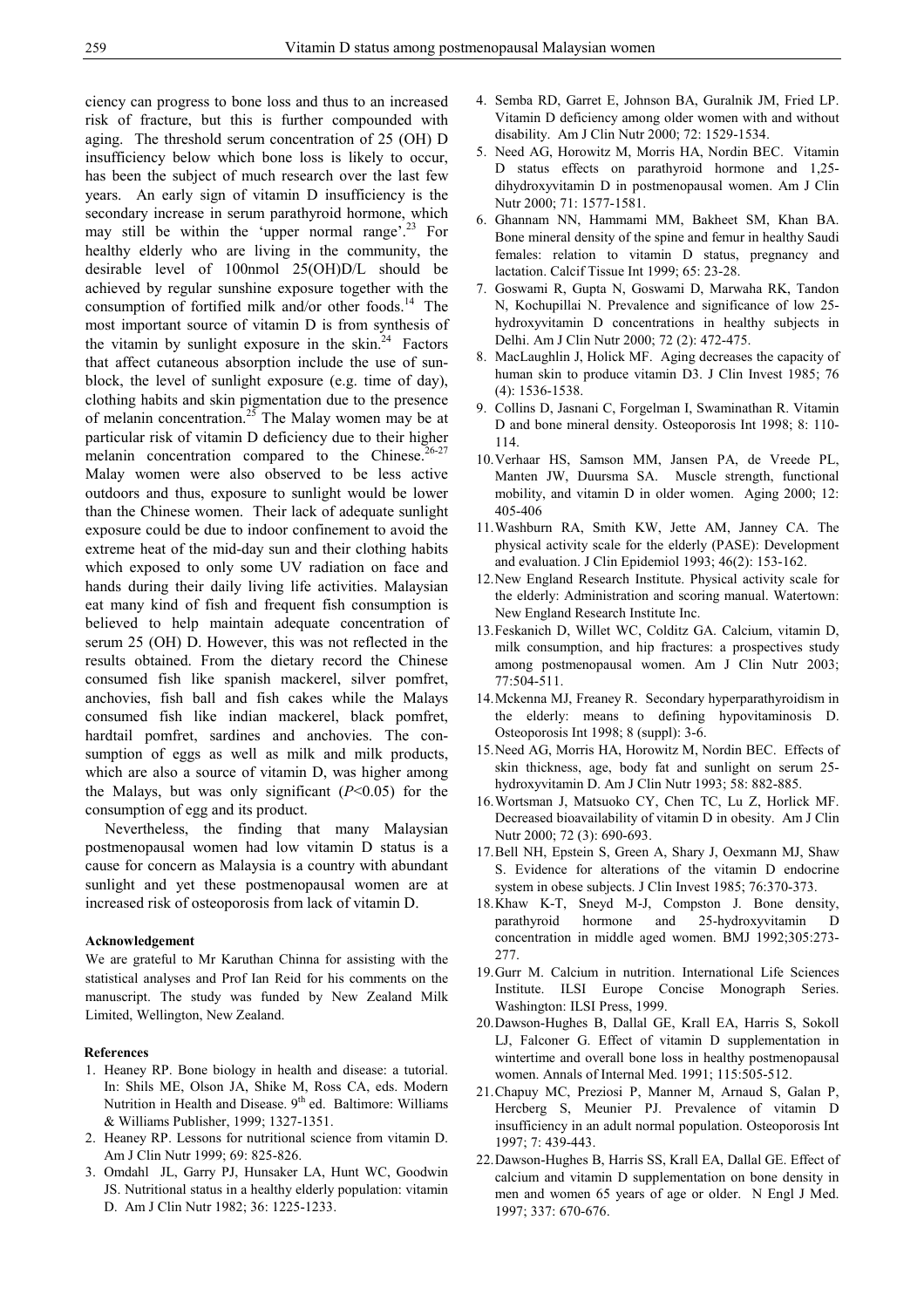ciency can progress to bone loss and thus to an increased risk of fracture, but this is further compounded with aging. The threshold serum concentration of 25 (OH) D insufficiency below which bone loss is likely to occur, has been the subject of much research over the last few years. An early sign of vitamin D insufficiency is the secondary increase in serum parathyroid hormone, which may still be within the 'upper normal range'.[23] For healthy elderly who are living in the community, the desirable level of 100nmol 25(OH)D/L should be achieved by regular sunshine exposure together with the consumption of fortified milk and/or other foods.[14] The most important source of vitamin D is from synthesis of the vitamin by sunlight exposure in the skin.[24] Factors that affect cutaneous absorption include the use of sun-block, the level of sunlight exposure (e.g. time of day), clothing habits and skin pigmentation due to the presence of melanin concentration.[25] The Malay women may be at particular risk of vitamin D deficiency due to their higher melanin concentration compared to the Chinese.[26-27] Malay women were also observed to be less active outdoors and thus, exposure to sunlight would be lower than the Chinese women. Their lack of adequate sunlight exposure could be due to indoor confinement to avoid the extreme heat of the mid-day sun and their clothing habits which exposed to only some UV radiation on face and hands during their daily living life activities. Malaysian eat many kind of fish and frequent fish consumption is believed to help maintain adequate concentration of serum 25 (OH) D. However, this was not reflected in the results obtained. From the dietary record the Chinese consumed fish like spanish mackerel, silver pomfret, anchovies, fish ball and fish cakes while the Malays consumed fish like indian mackerel, black pomfret, hardtail pomfret, sardines and anchovies. The consumption of eggs as well as milk and milk products, which are also a source of vitamin D, was higher among the Malays, but was only significant ($P<0.05$) for the consumption of egg and its product.

Nevertheless, the finding that many Malaysian postmenopausal women had low vitamin D status is a cause for concern as Malaysia is a country with abundant sunlight and yet these postmenopausal women are at increased risk of osteoporosis from lack of vitamin D.

#### Acknowledgement

We are grateful to Mr Karuthan Chinna for assisting with the statistical analyses and Prof Ian Reid for his comments on the manuscript. The study was funded by New Zealand Milk Limited, Wellington, New Zealand.

#### References

1. Heaney RP. Bone biology in health and disease: a tutorial. In: Shils ME, Olson JA, Shike M, Ross CA, eds. Modern Nutrition in Health and Disease. 9th ed. Baltimore: Williams & Williams Publisher, 1999; 1327-1351.
2. Heaney RP. Lessons for nutritional science from vitamin D. Am J Clin Nutr 1999; 69: 825-826.
3. Omdahl JL, Garry PJ, Hunsaker LA, Hunt WC, Goodwin JS. Nutritional status in a healthy elderly population: vitamin D. Am J Clin Nutr 1982; 36: 1225-1233.
4. Semba RD, Garret E, Johnson BA, Guralnik JM, Fried LP. Vitamin D deficiency among older women with and without disability. Am J Clin Nutr 2000; 72: 1529-1534.
5. Need AG, Horowitz M, Morris HA, Nordin BEC. Vitamin D status effects on parathyroid hormone and 1,25-dihydroxyvitamin D in postmenopausal women. Am J Clin Nutr 2000; 71: 1577-1581.
6. Ghannam NN, Hammami MM, Bakheet SM, Khan BA. Bone mineral density of the spine and femur in healthy Saudi females: relation to vitamin D status, pregnancy and lactation. Calcif Tissue Int 1999; 65: 23-28.
7. Goswami R, Gupta N, Goswami D, Marwaha RK, Tandon N, Kochupillai N. Prevalence and significance of low 25-hydroxyvitamin D concentrations in healthy subjects in Delhi. Am J Clin Nutr 2000; 72 (2): 472-475.
8. MacLaughlin J, Holick MF. Aging decreases the capacity of human skin to produce vitamin D3. J Clin Invest 1985; 76 (4): 1536-1538.
9. Collins D, Jasnani C, Forgelman I, Swaminathan R. Vitamin D and bone mineral density. Osteoporosis Int 1998; 8: 110-114.
10. Verhaar HS, Samson MM, Jansen PA, de Vreede PL, Manten JW, Duursma SA. Muscle strength, functional mobility, and vitamin D in older women. Aging 2000; 12: 405-406
11. Washburn RA, Smith KW, Jette AM, Janney CA. The physical activity scale for the elderly (PASE): Development and evaluation. J Clin Epidemiol 1993; 46(2): 153-162.
12. New England Research Institute. Physical activity scale for the elderly: Administration and scoring manual. Watertown: New England Research Institute Inc.
13. Feskanich D, Willet WC, Colditz GA. Calcium, vitamin D, milk consumption, and hip fractures: a prospectives study among postmenopausal women. Am J Clin Nutr 2003; 77:504-511.
14. Mckenna MJ, Freaney R. Secondary hyperparathyroidism in the elderly: means to defining hypovitaminosis D. Osteoporosis Int 1998; 8 (suppl): 3-6.
15. Need AG, Morris HA, Horowitz M, Nordin BEC. Effects of skin thickness, age, body fat and sunlight on serum 25-hydroxyvitamin D. Am J Clin Nutr 1993; 58: 882-885.
16. Wortsman J, Matsuoko CY, Chen TC, Lu Z, Horlick MF. Decreased bioavailability of vitamin D in obesity. Am J Clin Nutr 2000; 72 (3): 690-693.
17. Bell NH, Epstein S, Green A, Shary J, Oexmann MJ, Shaw S. Evidence for alterations of the vitamin D endocrine system in obese subjects. J Clin Invest 1985; 76:370-373.
18. Khaw K-T, Sneyd M-J, Compston J. Bone density, parathyroid hormone and 25-hydroxyvitamin D concentration in middle aged women. BMJ 1992;305:273-277.
19. Gurr M. Calcium in nutrition. International Life Sciences Institute. ILSI Europe Concise Monograph Series. Washington: ILSI Press, 1999.
20. Dawson-Hughes B, Dallal GE, Krall EA, Harris S, Sokoll LJ, Falconer G. Effect of vitamin D supplementation in wintertime and overall bone loss in healthy postmenopausal women. Annals of Internal Med. 1991; 115:505-512.
21. Chapuy MC, Preziosi P, Manner M, Arnaud S, Galan P, Hercberg S, Meunier PJ. Prevalence of vitamin D insufficiency in an adult normal population. Osteoporosis Int 1997; 7: 439-443.
22. Dawson-Hughes B, Harris SS, Krall EA, Dallal GE. Effect of calcium and vitamin D supplementation on bone density in men and women 65 years of age or older. N Engl J Med. 1997; 337: 670-676.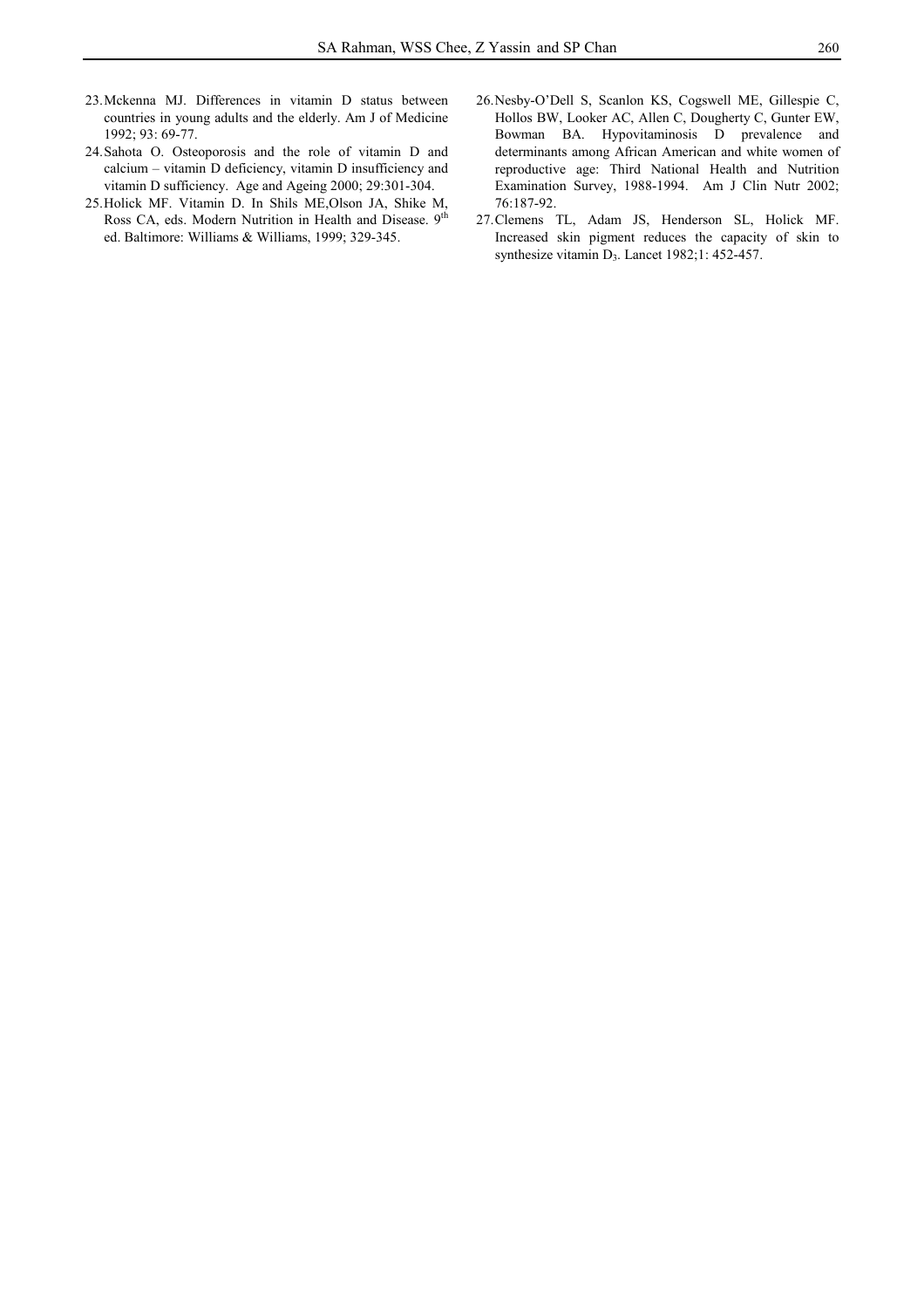23. Mckenna MJ. Differences in vitamin D status between countries in young adults and the elderly. Am J of Medicine 1992; 93: 69-77.
24. Sahota O. Osteoporosis and the role of vitamin D and calcium – vitamin D deficiency, vitamin D insufficiency and vitamin D sufficiency. Age and Ageing 2000; 29:301-304.
25. Holick MF. Vitamin D. In Shils ME,Olson JA, Shike M, Ross CA, eds. Modern Nutrition in Health and Disease. 9th ed. Baltimore: Williams & Williams, 1999; 329-345.
26. Nesby-O'Dell S, Scanlon KS, Cogswell ME, Gillespie C, Hollos BW, Looker AC, Allen C, Dougherty C, Gunter EW, Bowman BA. Hypovitaminosis D prevalence and determinants among African American and white women of reproductive age: Third National Health and Nutrition Examination Survey, 1988-1994. Am J Clin Nutr 2002; 76:187-92.
27. Clemens TL, Adam JS, Henderson SL, Holick MF. Increased skin pigment reduces the capacity of skin to synthesize vitamin $D_3$. Lancet 1982;1: 452-457.